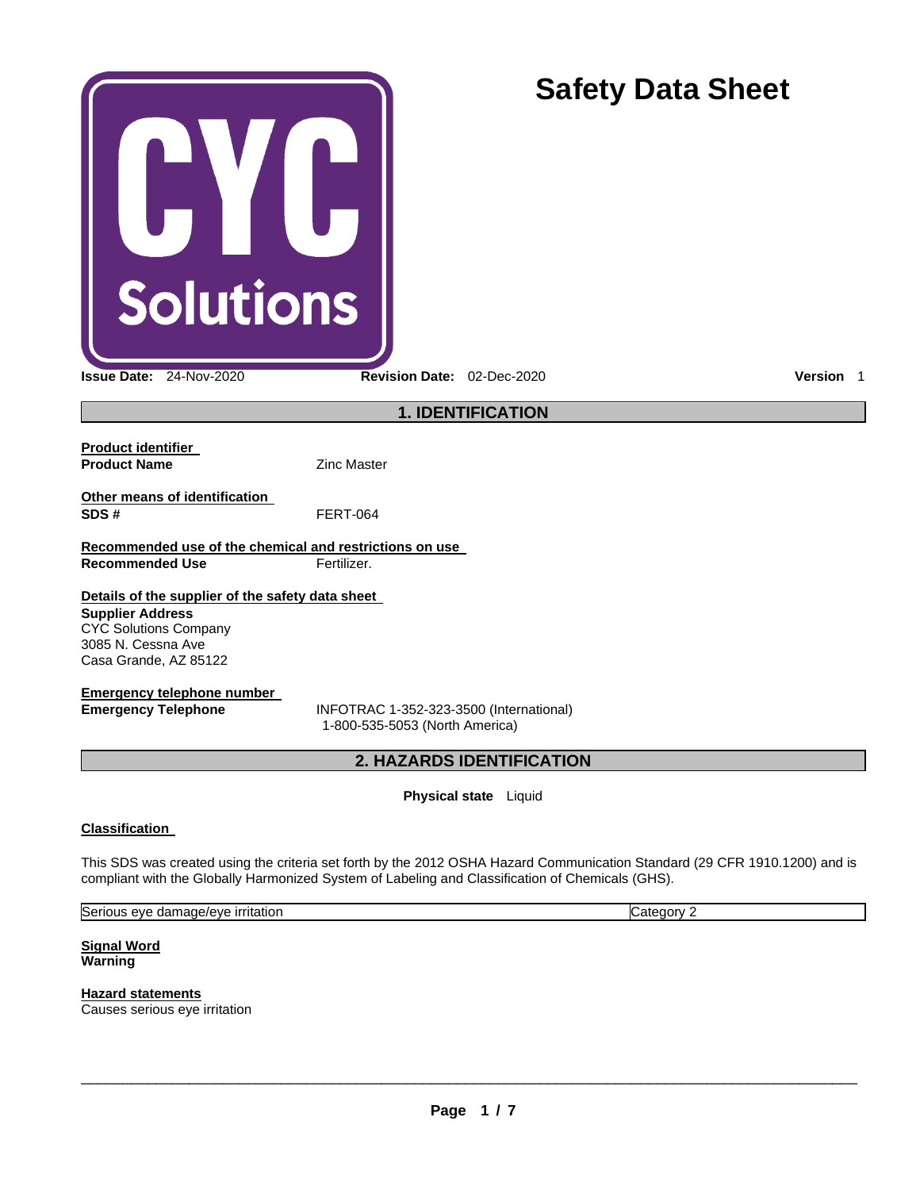# Safety Data Sheet

**Issue Date:** 24-Nov-2020 **Revision Date:** 02-Dec-2020 **Version** 1

## 1. IDENTIFICATION

**Product identifier**

**Product Name** Zinc Master

**Other means of identification**

**SDS #** FERT-064

**Recommended use of the chemical and restrictions on use**

**Recommended Use** Fertilizer.

**Details of the supplier of the safety data sheet**

**Supplier Address**
CYC Solutions Company
3085 N. Cessna Ave
Casa Grande, AZ 85122

**Emergency telephone number**

**Emergency Telephone** INFOTRAC 1-352-323-3500 (International)
1-800-535-5053 (North America)

## 2. HAZARDS IDENTIFICATION

**Physical state** Liquid

**Classification**

This SDS was created using the criteria set forth by the 2012 OSHA Hazard Communication Standard (29 CFR 1910.1200) and is compliant with the Globally Harmonized System of Labeling and Classification of Chemicals (GHS).

| Serious eye damage/eye irritation | Category 2 |
|---|---|

**Signal Word**
**Warning**

**Hazard statements**
Causes serious eye irritation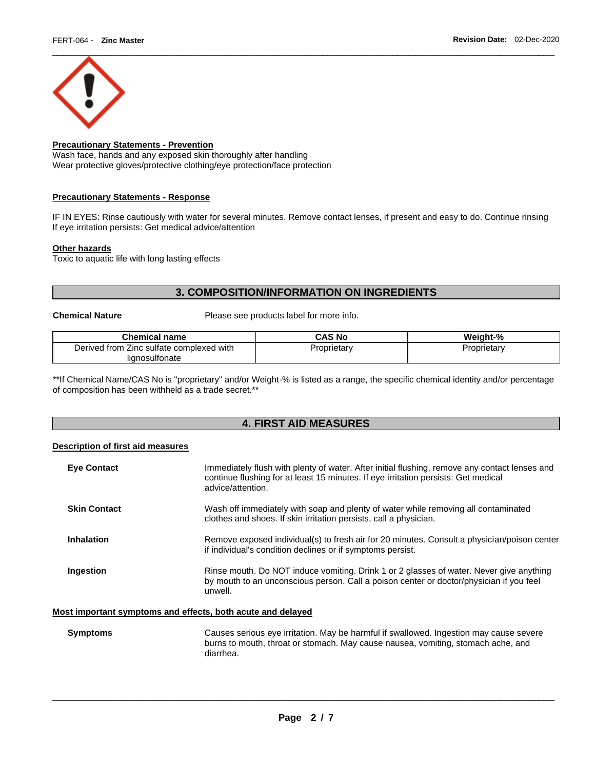**Precautionary Statements - Prevention**

Wash face, hands and any exposed skin thoroughly after handling
Wear protective gloves/protective clothing/eye protection/face protection

**Precautionary Statements - Response**

IF IN EYES: Rinse cautiously with water for several minutes. Remove contact lenses, if present and easy to do. Continue rinsing
If eye irritation persists: Get medical advice/attention

**Other hazards**

Toxic to aquatic life with long lasting effects

## 3. COMPOSITION/INFORMATION ON INGREDIENTS

**Chemical Nature** Please see products label for more info.

| Chemical name | CAS No | Weight-% |
|---|---|---|
| Derived from Zinc sulfate complexed with lignosulfonate | Proprietary | Proprietary |

**If Chemical Name/CAS No is "proprietary" and/or Weight-% is listed as a range, the specific chemical identity and/or percentage of composition has been withheld as a trade secret.**

## 4. FIRST AID MEASURES

**Description of first aid measures**

**Eye Contact** Immediately flush with plenty of water. After initial flushing, remove any contact lenses and continue flushing for at least 15 minutes. If eye irritation persists: Get medical advice/attention.

**Skin Contact** Wash off immediately with soap and plenty of water while removing all contaminated clothes and shoes. If skin irritation persists, call a physician.

**Inhalation** Remove exposed individual(s) to fresh air for 20 minutes. Consult a physician/poison center if individual's condition declines or if symptoms persist.

**Ingestion** Rinse mouth. Do NOT induce vomiting. Drink 1 or 2 glasses of water. Never give anything by mouth to an unconscious person. Call a poison center or doctor/physician if you feel unwell.

**Most important symptoms and effects, both acute and delayed**

**Symptoms** Causes serious eye irritation. May be harmful if swallowed. Ingestion may cause severe burns to mouth, throat or stomach. May cause nausea, vomiting, stomach ache, and diarrhea.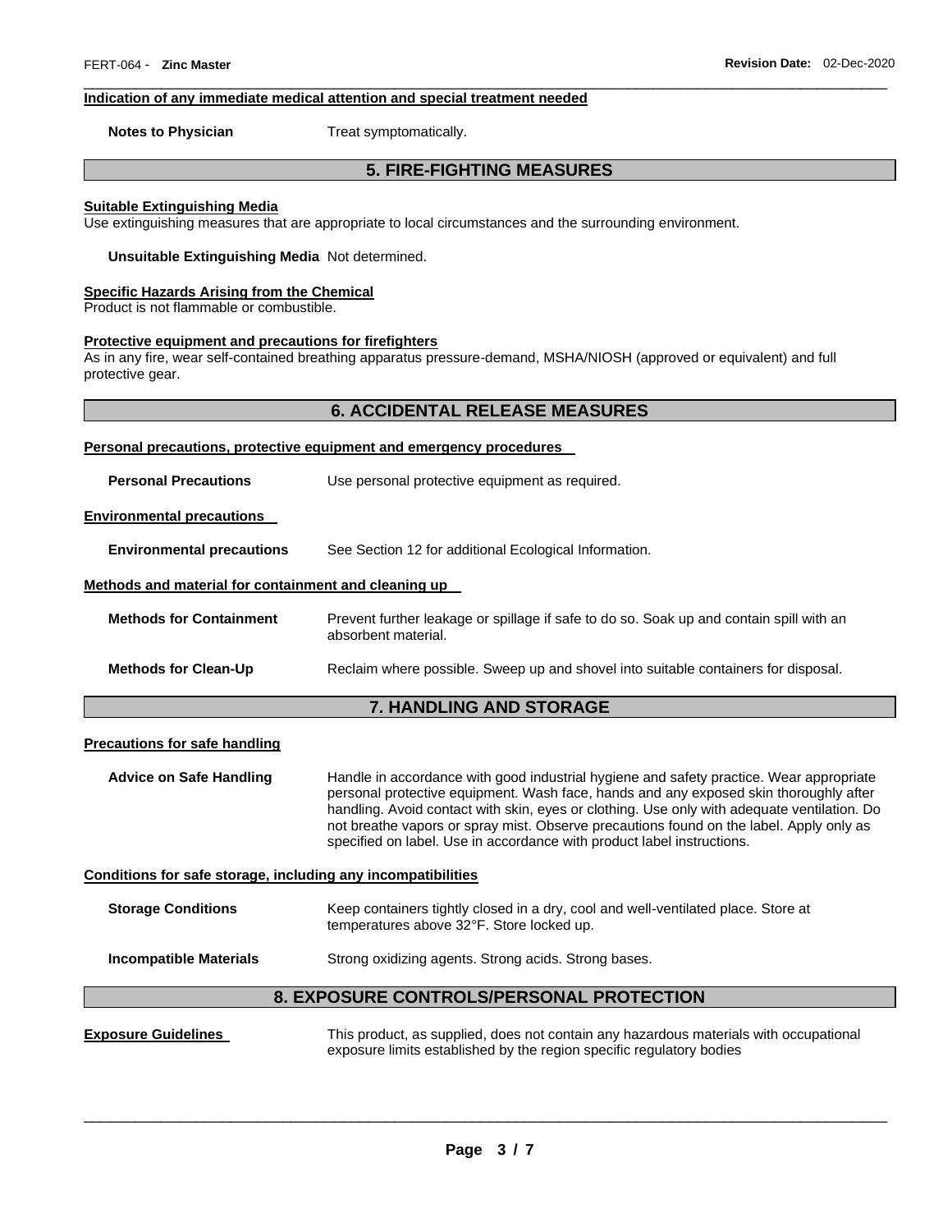**Indication of any immediate medical attention and special treatment needed**

**Notes to Physician** Treat symptomatically.

## 5. FIRE-FIGHTING MEASURES

**Suitable Extinguishing Media**

Use extinguishing measures that are appropriate to local circumstances and the surrounding environment.

**Unsuitable Extinguishing Media** Not determined.

**Specific Hazards Arising from the Chemical**

Product is not flammable or combustible.

**Protective equipment and precautions for firefighters**

As in any fire, wear self-contained breathing apparatus pressure-demand, MSHA/NIOSH (approved or equivalent) and full protective gear.

## 6. ACCIDENTAL RELEASE MEASURES

**Personal precautions, protective equipment and emergency procedures**

**Personal Precautions** Use personal protective equipment as required.

**Environmental precautions**

**Environmental precautions** See Section 12 for additional Ecological Information.

**Methods and material for containment and cleaning up**

**Methods for Containment** Prevent further leakage or spillage if safe to do so. Soak up and contain spill with an absorbent material.

**Methods for Clean-Up** Reclaim where possible. Sweep up and shovel into suitable containers for disposal.

## 7. HANDLING AND STORAGE

**Precautions for safe handling**

**Advice on Safe Handling** Handle in accordance with good industrial hygiene and safety practice. Wear appropriate personal protective equipment. Wash face, hands and any exposed skin thoroughly after handling. Avoid contact with skin, eyes or clothing. Use only with adequate ventilation. Do not breathe vapors or spray mist. Observe precautions found on the label. Apply only as specified on label. Use in accordance with product label instructions.

**Conditions for safe storage, including any incompatibilities**

**Storage Conditions** Keep containers tightly closed in a dry, cool and well-ventilated place. Store at temperatures above 32°F. Store locked up.

**Incompatible Materials** Strong oxidizing agents. Strong acids. Strong bases.

## 8. EXPOSURE CONTROLS/PERSONAL PROTECTION

**Exposure Guidelines** This product, as supplied, does not contain any hazardous materials with occupational exposure limits established by the region specific regulatory bodies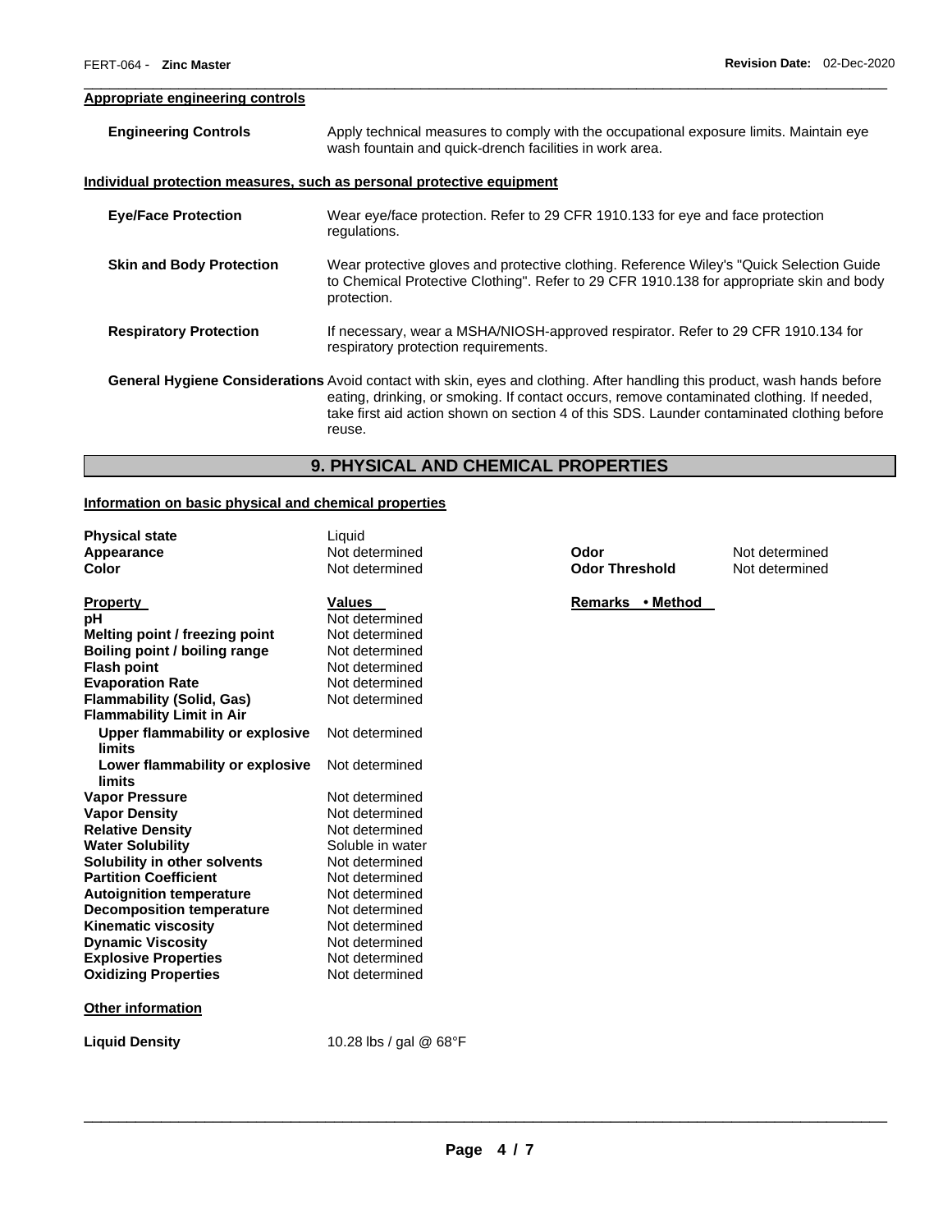### Appropriate engineering controls

**Engineering Controls** Apply technical measures to comply with the occupational exposure limits. Maintain eye wash fountain and quick-drench facilities in work area.

### Individual protection measures, such as personal protective equipment

**Eye/Face Protection** Wear eye/face protection. Refer to 29 CFR 1910.133 for eye and face protection regulations.

**Skin and Body Protection** Wear protective gloves and protective clothing. Reference Wiley's "Quick Selection Guide to Chemical Protective Clothing". Refer to 29 CFR 1910.138 for appropriate skin and body protection.

**Respiratory Protection** If necessary, wear a MSHA/NIOSH-approved respirator. Refer to 29 CFR 1910.134 for respiratory protection requirements.

**General Hygiene Considerations** Avoid contact with skin, eyes and clothing. After handling this product, wash hands before eating, drinking, or smoking. If contact occurs, remove contaminated clothing. If needed, take first aid action shown on section 4 of this SDS. Launder contaminated clothing before reuse.

## 9. PHYSICAL AND CHEMICAL PROPERTIES

### Information on basic physical and chemical properties

| | | | |
|---|---|---|---|
| **Physical state** | Liquid | | |
| **Appearance** | Not determined | **Odor** | Not determined |
| **Color** | Not determined | **Odor Threshold** | Not determined |

| **Property** | **Values** | **Remarks • Method** |
|---|---|---|
| **pH** | Not determined | |
| **Melting point / freezing point** | Not determined | |
| **Boiling point / boiling range** | Not determined | |
| **Flash point** | Not determined | |
| **Evaporation Rate** | Not determined | |
| **Flammability (Solid, Gas)** | Not determined | |
| **Flammability Limit in Air** | | |
| **Upper flammability or explosive limits** | Not determined | |
| **Lower flammability or explosive limits** | Not determined | |
| **Vapor Pressure** | Not determined | |
| **Vapor Density** | Not determined | |
| **Relative Density** | Not determined | |
| **Water Solubility** | Soluble in water | |
| **Solubility in other solvents** | Not determined | |
| **Partition Coefficient** | Not determined | |
| **Autoignition temperature** | Not determined | |
| **Decomposition temperature** | Not determined | |
| **Kinematic viscosity** | Not determined | |
| **Dynamic Viscosity** | Not determined | |
| **Explosive Properties** | Not determined | |
| **Oxidizing Properties** | Not determined | |

### Other information

**Liquid Density** 10.28 lbs / gal @ 68°F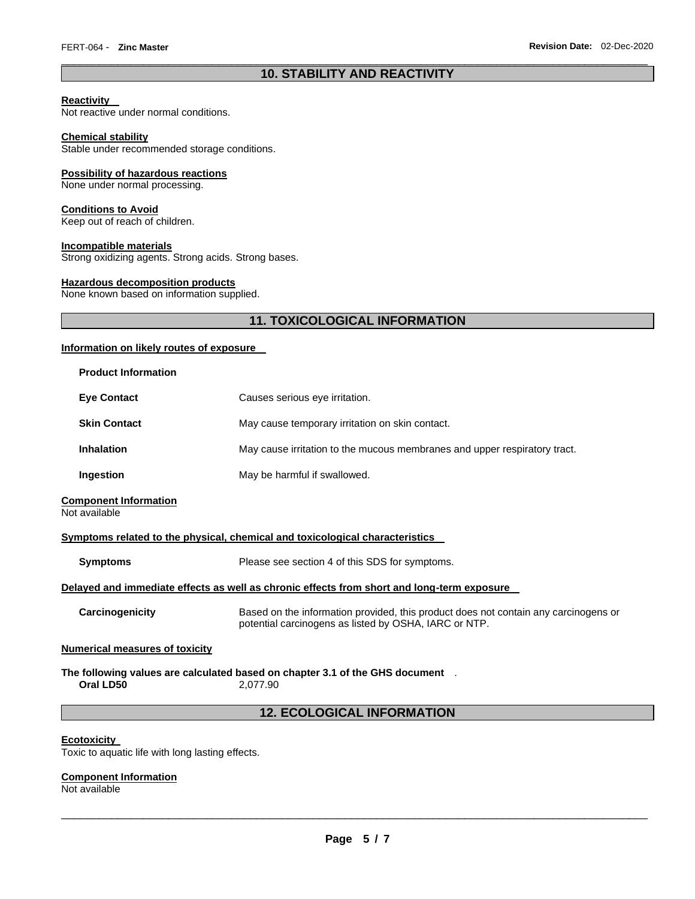## 10. STABILITY AND REACTIVITY

**Reactivity**
Not reactive under normal conditions.

**Chemical stability**
Stable under recommended storage conditions.

**Possibility of hazardous reactions**
None under normal processing.

**Conditions to Avoid**
Keep out of reach of children.

**Incompatible materials**
Strong oxidizing agents. Strong acids. Strong bases.

**Hazardous decomposition products**
None known based on information supplied.

## 11. TOXICOLOGICAL INFORMATION

**Information on likely routes of exposure**

**Product Information**

| | |
|---|---|
| **Eye Contact** | Causes serious eye irritation. |
| **Skin Contact** | May cause temporary irritation on skin contact. |
| **Inhalation** | May cause irritation to the mucous membranes and upper respiratory tract. |
| **Ingestion** | May be harmful if swallowed. |

**Component Information**
Not available

**Symptoms related to the physical, chemical and toxicological characteristics**

**Symptoms** Please see section 4 of this SDS for symptoms.

**Delayed and immediate effects as well as chronic effects from short and long-term exposure**

**Carcinogenicity** Based on the information provided, this product does not contain any carcinogens or potential carcinogens as listed by OSHA, IARC or NTP.

**Numerical measures of toxicity**

**The following values are calculated based on chapter 3.1 of the GHS document** .
**Oral LD50** 2,077.90

## 12. ECOLOGICAL INFORMATION

**Ecotoxicity**
Toxic to aquatic life with long lasting effects.

**Component Information**
Not available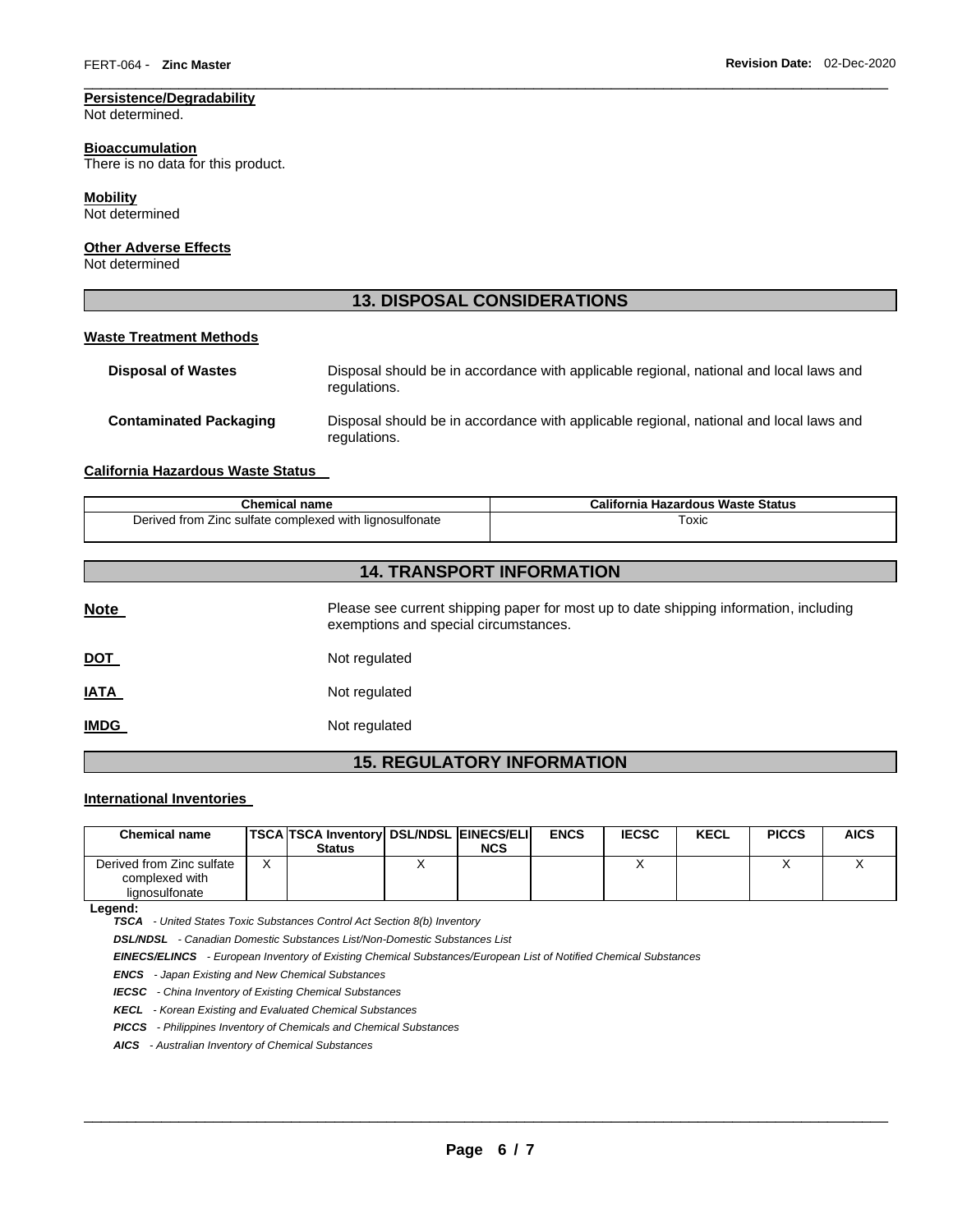**Persistence/Degradability**
Not determined.

**Bioaccumulation**
There is no data for this product.

**Mobility**
Not determined

**Other Adverse Effects**
Not determined

## 13. DISPOSAL CONSIDERATIONS

**Waste Treatment Methods**

| | |
|---|---|
| **Disposal of Wastes** | Disposal should be in accordance with applicable regional, national and local laws and regulations. |
| **Contaminated Packaging** | Disposal should be in accordance with applicable regional, national and local laws and regulations. |

**California Hazardous Waste Status**

| Chemical name | California Hazardous Waste Status |
|---|---|
| Derived from Zinc sulfate complexed with lignosulfonate | Toxic |

## 14. TRANSPORT INFORMATION

| | |
|---|---|
| **Note** | Please see current shipping paper for most up to date shipping information, including exemptions and special circumstances. |
| **DOT** | Not regulated |
| **IATA** | Not regulated |
| **IMDG** | Not regulated |

## 15. REGULATORY INFORMATION

**International Inventories**

| Chemical name | TSCA | TSCA Inventory Status | DSL/NDSL | EINECS/ELINCS | ENCS | IECSC | KECL | PICCS | AICS |
|---|---|---|---|---|---|---|---|---|---|
| Derived from Zinc sulfate complexed with lignosulfonate | X | | X | | | X | | X | X |

**Legend:**

***TSCA*** *- United States Toxic Substances Control Act Section 8(b) Inventory*

***DSL/NDSL*** *- Canadian Domestic Substances List/Non-Domestic Substances List*

***EINECS/ELINCS*** *- European Inventory of Existing Chemical Substances/European List of Notified Chemical Substances*

***ENCS*** *- Japan Existing and New Chemical Substances*

***IECSC*** *- China Inventory of Existing Chemical Substances*

***KECL*** *- Korean Existing and Evaluated Chemical Substances*

***PICCS*** *- Philippines Inventory of Chemicals and Chemical Substances*

***AICS*** *- Australian Inventory of Chemical Substances*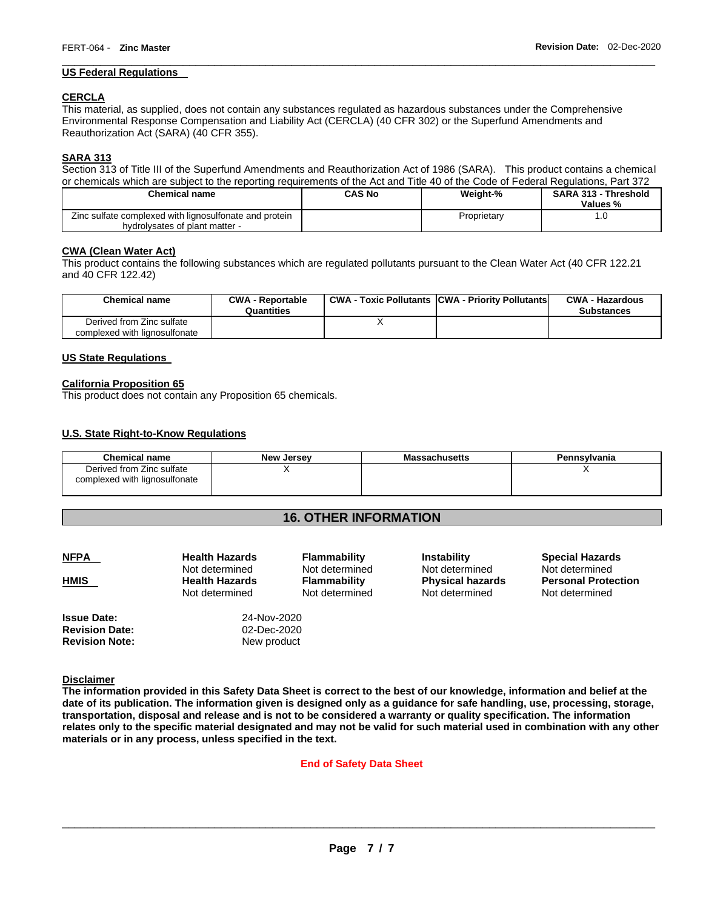## US Federal Regulations

### CERCLA

This material, as supplied, does not contain any substances regulated as hazardous substances under the Comprehensive Environmental Response Compensation and Liability Act (CERCLA) (40 CFR 302) or the Superfund Amendments and Reauthorization Act (SARA) (40 CFR 355).

### SARA 313

Section 313 of Title III of the Superfund Amendments and Reauthorization Act of 1986 (SARA). This product contains a chemical or chemicals which are subject to the reporting requirements of the Act and Title 40 of the Code of Federal Regulations, Part 372

| Chemical name | CAS No | Weight-% | SARA 313 - Threshold Values % |
|---|---|---|---|
| Zinc sulfate complexed with lignosulfonate and protein hydrolysates of plant matter - | | Proprietary | 1.0 |

### CWA (Clean Water Act)

This product contains the following substances which are regulated pollutants pursuant to the Clean Water Act (40 CFR 122.21 and 40 CFR 122.42)

| Chemical name | CWA - Reportable Quantities | CWA - Toxic Pollutants | CWA - Priority Pollutants | CWA - Hazardous Substances |
|---|---|---|---|---|
| Derived from Zinc sulfate complexed with lignosulfonate | | X | | |

## US State Regulations

### California Proposition 65

This product does not contain any Proposition 65 chemicals.

### U.S. State Right-to-Know Regulations

| Chemical name | New Jersey | Massachusetts | Pennsylvania |
|---|---|---|---|
| Derived from Zinc sulfate complexed with lignosulfonate | X | | X |

## 16. OTHER INFORMATION

| | | | | |
|---|---|---|---|---|
| **NFPA** | **Health Hazards** Not determined | **Flammability** Not determined | **Instability** Not determined | **Special Hazards** Not determined |
| **HMIS** | **Health Hazards** Not determined | **Flammability** Not determined | **Physical hazards** Not determined | **Personal Protection** Not determined |

**Issue Date:** 24-Nov-2020
**Revision Date:** 02-Dec-2020
**Revision Note:** New product

### Disclaimer

**The information provided in this Safety Data Sheet is correct to the best of our knowledge, information and belief at the date of its publication. The information given is designed only as a guidance for safe handling, use, processing, storage, transportation, disposal and release and is not to be considered a warranty or quality specification. The information relates only to the specific material designated and may not be valid for such material used in combination with any other materials or in any process, unless specified in the text.**

**End of Safety Data Sheet**